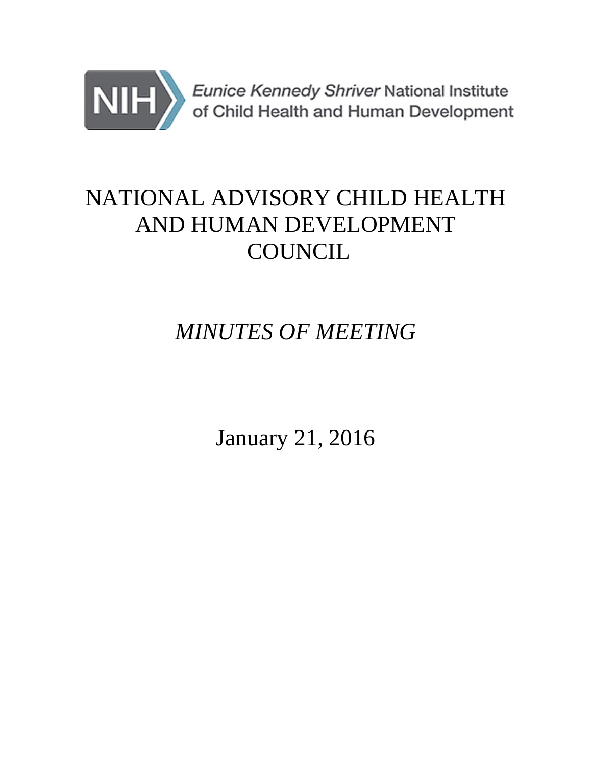NIH *Eunice Kennedy Shriver* National Institute of Child Health and Human Development

# NATIONAL ADVISORY CHILD HEALTH AND HUMAN DEVELOPMENT COUNCIL

## *MINUTES OF MEETING*

January 21, 2016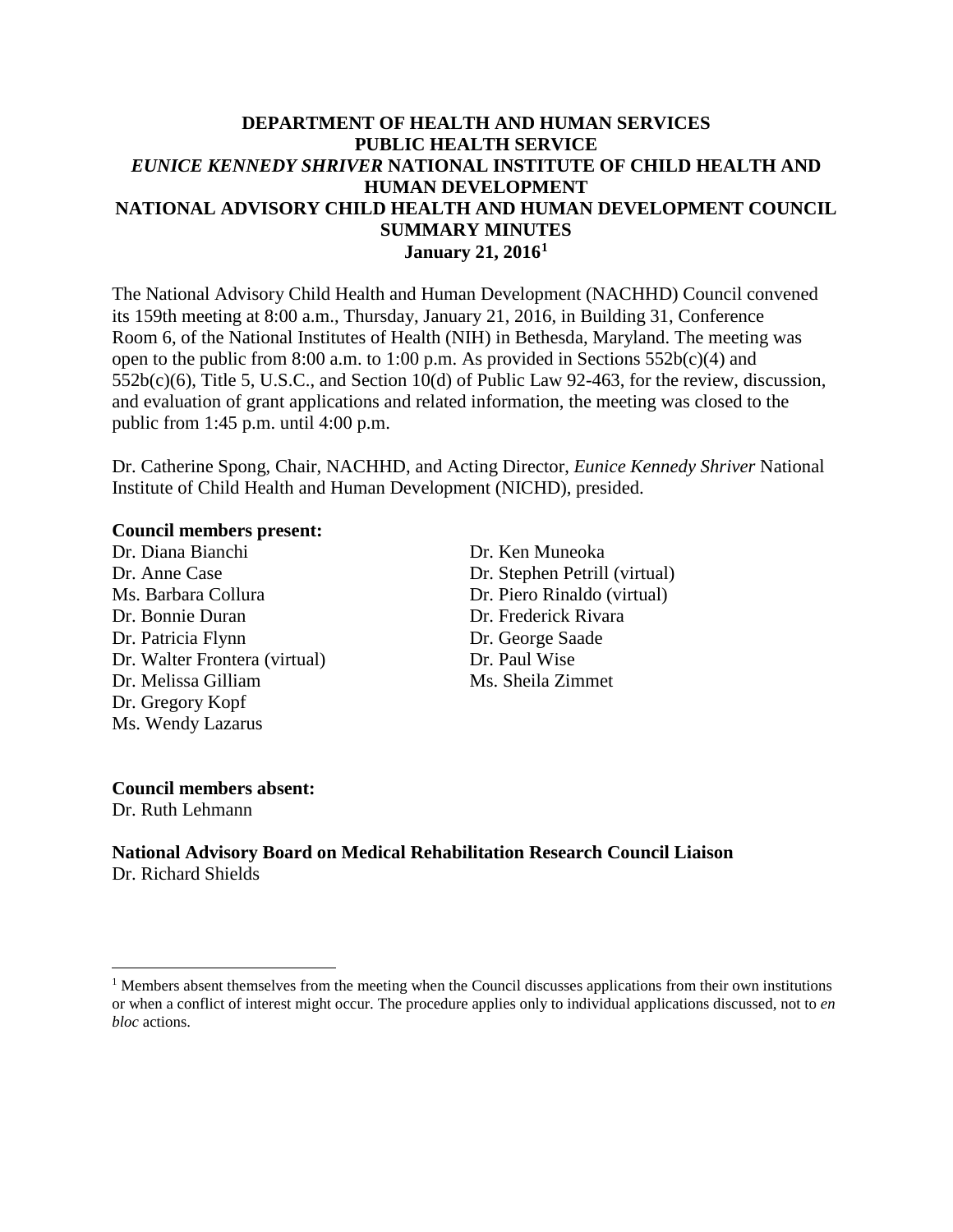**DEPARTMENT OF HEALTH AND HUMAN SERVICES**
**PUBLIC HEALTH SERVICE**
***EUNICE KENNEDY SHRIVER* NATIONAL INSTITUTE OF CHILD HEALTH AND HUMAN DEVELOPMENT**
**NATIONAL ADVISORY CHILD HEALTH AND HUMAN DEVELOPMENT COUNCIL**
**SUMMARY MINUTES**
**January 21, 2016[1]**

The National Advisory Child Health and Human Development (NACHHD) Council convened its 159th meeting at 8:00 a.m., Thursday, January 21, 2016, in Building 31, Conference Room 6, of the National Institutes of Health (NIH) in Bethesda, Maryland. The meeting was open to the public from 8:00 a.m. to 1:00 p.m. As provided in Sections 552b(c)(4) and 552b(c)(6), Title 5, U.S.C., and Section 10(d) of Public Law 92-463, for the review, discussion, and evaluation of grant applications and related information, the meeting was closed to the public from 1:45 p.m. until 4:00 p.m.

Dr. Catherine Spong, Chair, NACHHD, and Acting Director, *Eunice Kennedy Shriver* National Institute of Child Health and Human Development (NICHD), presided.

**Council members present:**

Dr. Diana Bianchi
Dr. Anne Case
Ms. Barbara Collura
Dr. Bonnie Duran
Dr. Patricia Flynn
Dr. Walter Frontera (virtual)
Dr. Melissa Gilliam
Dr. Gregory Kopf
Ms. Wendy Lazarus
Dr. Ken Muneoka
Dr. Stephen Petrill (virtual)
Dr. Piero Rinaldo (virtual)
Dr. Frederick Rivara
Dr. George Saade
Dr. Paul Wise
Ms. Sheila Zimmet

**Council members absent:**
Dr. Ruth Lehmann

**National Advisory Board on Medical Rehabilitation Research Council Liaison**
Dr. Richard Shields

[1] Members absent themselves from the meeting when the Council discusses applications from their own institutions or when a conflict of interest might occur. The procedure applies only to individual applications discussed, not to *en bloc* actions.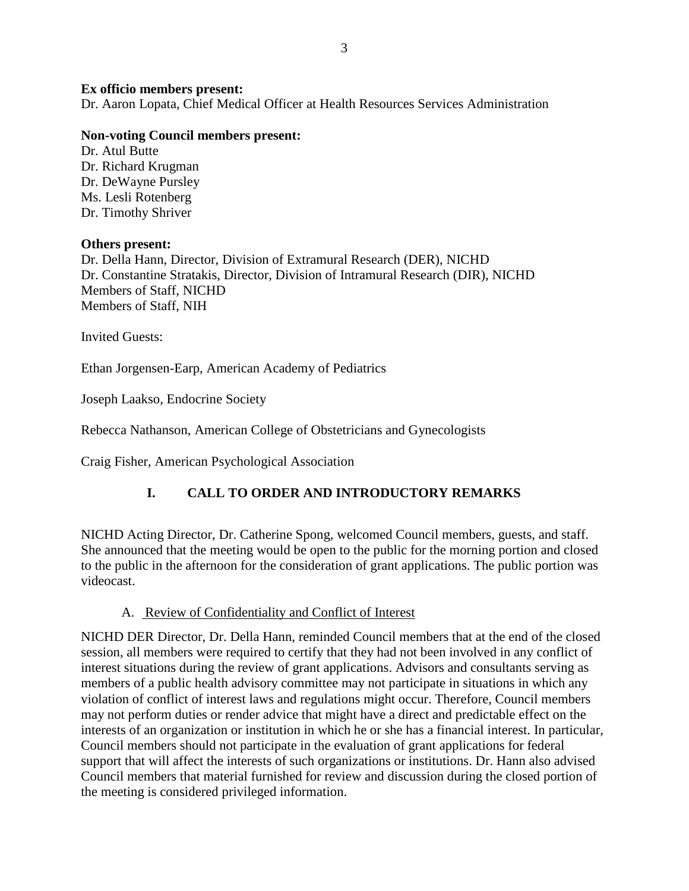**Ex officio members present:**
Dr. Aaron Lopata, Chief Medical Officer at Health Resources Services Administration

**Non-voting Council members present:**
Dr. Atul Butte
Dr. Richard Krugman
Dr. DeWayne Pursley
Ms. Lesli Rotenberg
Dr. Timothy Shriver

**Others present:**
Dr. Della Hann, Director, Division of Extramural Research (DER), NICHD
Dr. Constantine Stratakis, Director, Division of Intramural Research (DIR), NICHD
Members of Staff, NICHD
Members of Staff, NIH

Invited Guests:

Ethan Jorgensen-Earp, American Academy of Pediatrics

Joseph Laakso, Endocrine Society

Rebecca Nathanson, American College of Obstetricians and Gynecologists

Craig Fisher, American Psychological Association

## I. CALL TO ORDER AND INTRODUCTORY REMARKS

NICHD Acting Director, Dr. Catherine Spong, welcomed Council members, guests, and staff. She announced that the meeting would be open to the public for the morning portion and closed to the public in the afternoon for the consideration of grant applications. The public portion was videocast.

### A. Review of Confidentiality and Conflict of Interest

NICHD DER Director, Dr. Della Hann, reminded Council members that at the end of the closed session, all members were required to certify that they had not been involved in any conflict of interest situations during the review of grant applications. Advisors and consultants serving as members of a public health advisory committee may not participate in situations in which any violation of conflict of interest laws and regulations might occur. Therefore, Council members may not perform duties or render advice that might have a direct and predictable effect on the interests of an organization or institution in which he or she has a financial interest. In particular, Council members should not participate in the evaluation of grant applications for federal support that will affect the interests of such organizations or institutions. Dr. Hann also advised Council members that material furnished for review and discussion during the closed portion of the meeting is considered privileged information.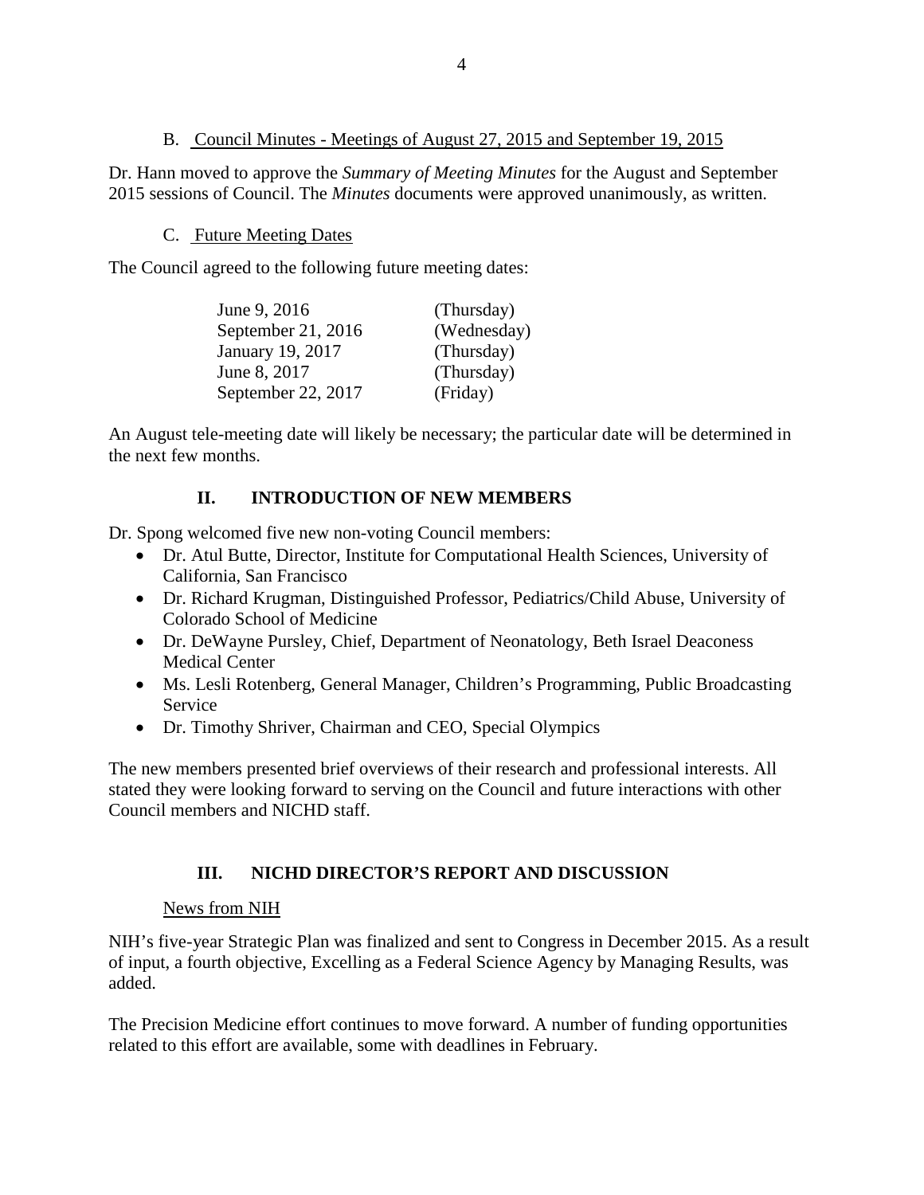### B. Council Minutes - Meetings of August 27, 2015 and September 19, 2015

Dr. Hann moved to approve the *Summary of Meeting Minutes* for the August and September 2015 sessions of Council. The *Minutes* documents were approved unanimously, as written.

### C. Future Meeting Dates

The Council agreed to the following future meeting dates:

| | |
|---|---|
| June 9, 2016 | (Thursday) |
| September 21, 2016 | (Wednesday) |
| January 19, 2017 | (Thursday) |
| June 8, 2017 | (Thursday) |
| September 22, 2017 | (Friday) |

An August tele-meeting date will likely be necessary; the particular date will be determined in the next few months.

## II. INTRODUCTION OF NEW MEMBERS

Dr. Spong welcomed five new non-voting Council members:

- Dr. Atul Butte, Director, Institute for Computational Health Sciences, University of California, San Francisco
- Dr. Richard Krugman, Distinguished Professor, Pediatrics/Child Abuse, University of Colorado School of Medicine
- Dr. DeWayne Pursley, Chief, Department of Neonatology, Beth Israel Deaconess Medical Center
- Ms. Lesli Rotenberg, General Manager, Children's Programming, Public Broadcasting Service
- Dr. Timothy Shriver, Chairman and CEO, Special Olympics

The new members presented brief overviews of their research and professional interests. All stated they were looking forward to serving on the Council and future interactions with other Council members and NICHD staff.

## III. NICHD DIRECTOR'S REPORT AND DISCUSSION

### News from NIH

NIH's five-year Strategic Plan was finalized and sent to Congress in December 2015. As a result of input, a fourth objective, Excelling as a Federal Science Agency by Managing Results, was added.

The Precision Medicine effort continues to move forward. A number of funding opportunities related to this effort are available, some with deadlines in February.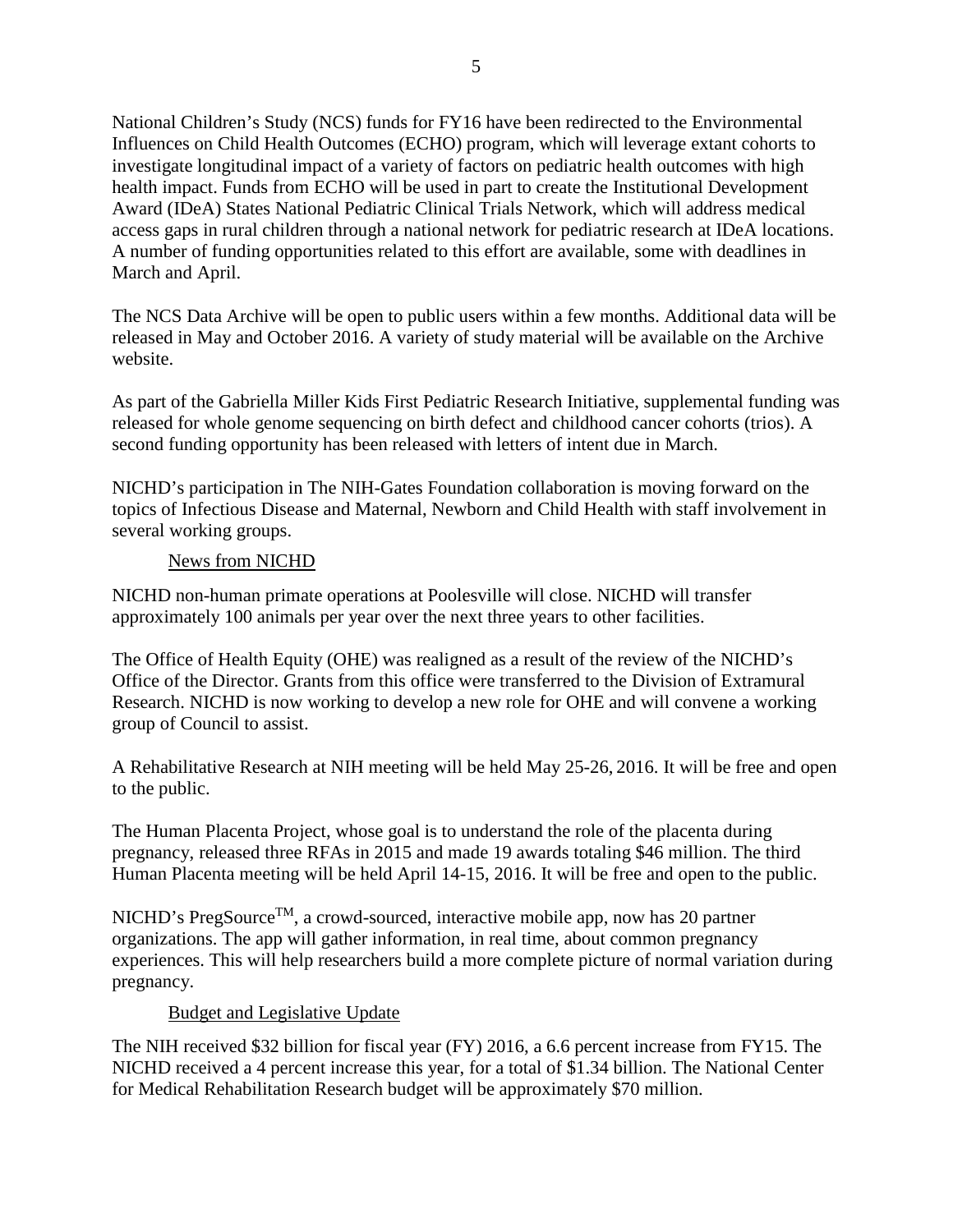National Children's Study (NCS) funds for FY16 have been redirected to the Environmental Influences on Child Health Outcomes (ECHO) program, which will leverage extant cohorts to investigate longitudinal impact of a variety of factors on pediatric health outcomes with high health impact. Funds from ECHO will be used in part to create the Institutional Development Award (IDeA) States National Pediatric Clinical Trials Network, which will address medical access gaps in rural children through a national network for pediatric research at IDeA locations. A number of funding opportunities related to this effort are available, some with deadlines in March and April.

The NCS Data Archive will be open to public users within a few months. Additional data will be released in May and October 2016. A variety of study material will be available on the Archive website.

As part of the Gabriella Miller Kids First Pediatric Research Initiative, supplemental funding was released for whole genome sequencing on birth defect and childhood cancer cohorts (trios). A second funding opportunity has been released with letters of intent due in March.

NICHD's participation in The NIH-Gates Foundation collaboration is moving forward on the topics of Infectious Disease and Maternal, Newborn and Child Health with staff involvement in several working groups.

News from NICHD

NICHD non-human primate operations at Poolesville will close. NICHD will transfer approximately 100 animals per year over the next three years to other facilities.

The Office of Health Equity (OHE) was realigned as a result of the review of the NICHD's Office of the Director. Grants from this office were transferred to the Division of Extramural Research. NICHD is now working to develop a new role for OHE and will convene a working group of Council to assist.

A Rehabilitative Research at NIH meeting will be held May 25-26, 2016. It will be free and open to the public.

The Human Placenta Project, whose goal is to understand the role of the placenta during pregnancy, released three RFAs in 2015 and made 19 awards totaling $46 million. The third Human Placenta meeting will be held April 14-15, 2016. It will be free and open to the public.

NICHD's PregSource™, a crowd-sourced, interactive mobile app, now has 20 partner organizations. The app will gather information, in real time, about common pregnancy experiences. This will help researchers build a more complete picture of normal variation during pregnancy.

Budget and Legislative Update

The NIH received $32 billion for fiscal year (FY) 2016, a 6.6 percent increase from FY15. The NICHD received a 4 percent increase this year, for a total of $1.34 billion. The National Center for Medical Rehabilitation Research budget will be approximately $70 million.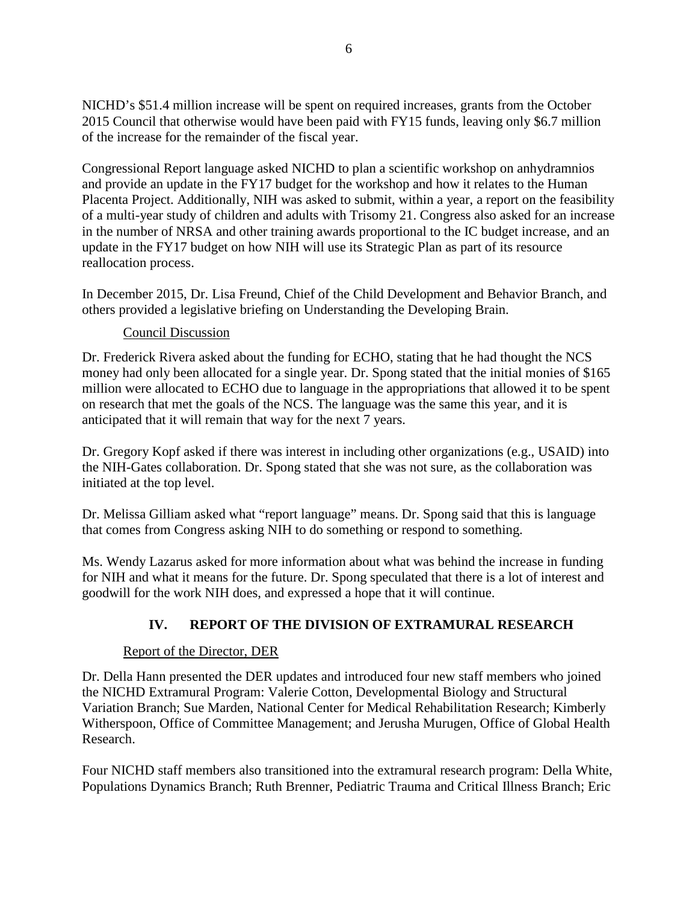NICHD's $51.4 million increase will be spent on required increases, grants from the October 2015 Council that otherwise would have been paid with FY15 funds, leaving only $6.7 million of the increase for the remainder of the fiscal year.

Congressional Report language asked NICHD to plan a scientific workshop on anhydramnios and provide an update in the FY17 budget for the workshop and how it relates to the Human Placenta Project. Additionally, NIH was asked to submit, within a year, a report on the feasibility of a multi-year study of children and adults with Trisomy 21. Congress also asked for an increase in the number of NRSA and other training awards proportional to the IC budget increase, and an update in the FY17 budget on how NIH will use its Strategic Plan as part of its resource reallocation process.

In December 2015, Dr. Lisa Freund, Chief of the Child Development and Behavior Branch, and others provided a legislative briefing on Understanding the Developing Brain.

Council Discussion

Dr. Frederick Rivera asked about the funding for ECHO, stating that he had thought the NCS money had only been allocated for a single year. Dr. Spong stated that the initial monies of $165 million were allocated to ECHO due to language in the appropriations that allowed it to be spent on research that met the goals of the NCS. The language was the same this year, and it is anticipated that it will remain that way for the next 7 years.

Dr. Gregory Kopf asked if there was interest in including other organizations (e.g., USAID) into the NIH-Gates collaboration. Dr. Spong stated that she was not sure, as the collaboration was initiated at the top level.

Dr. Melissa Gilliam asked what "report language" means. Dr. Spong said that this is language that comes from Congress asking NIH to do something or respond to something.

Ms. Wendy Lazarus asked for more information about what was behind the increase in funding for NIH and what it means for the future. Dr. Spong speculated that there is a lot of interest and goodwill for the work NIH does, and expressed a hope that it will continue.

## IV. REPORT OF THE DIVISION OF EXTRAMURAL RESEARCH

Report of the Director, DER

Dr. Della Hann presented the DER updates and introduced four new staff members who joined the NICHD Extramural Program: Valerie Cotton, Developmental Biology and Structural Variation Branch; Sue Marden, National Center for Medical Rehabilitation Research; Kimberly Witherspoon, Office of Committee Management; and Jerusha Murugen, Office of Global Health Research.

Four NICHD staff members also transitioned into the extramural research program: Della White, Populations Dynamics Branch; Ruth Brenner, Pediatric Trauma and Critical Illness Branch; Eric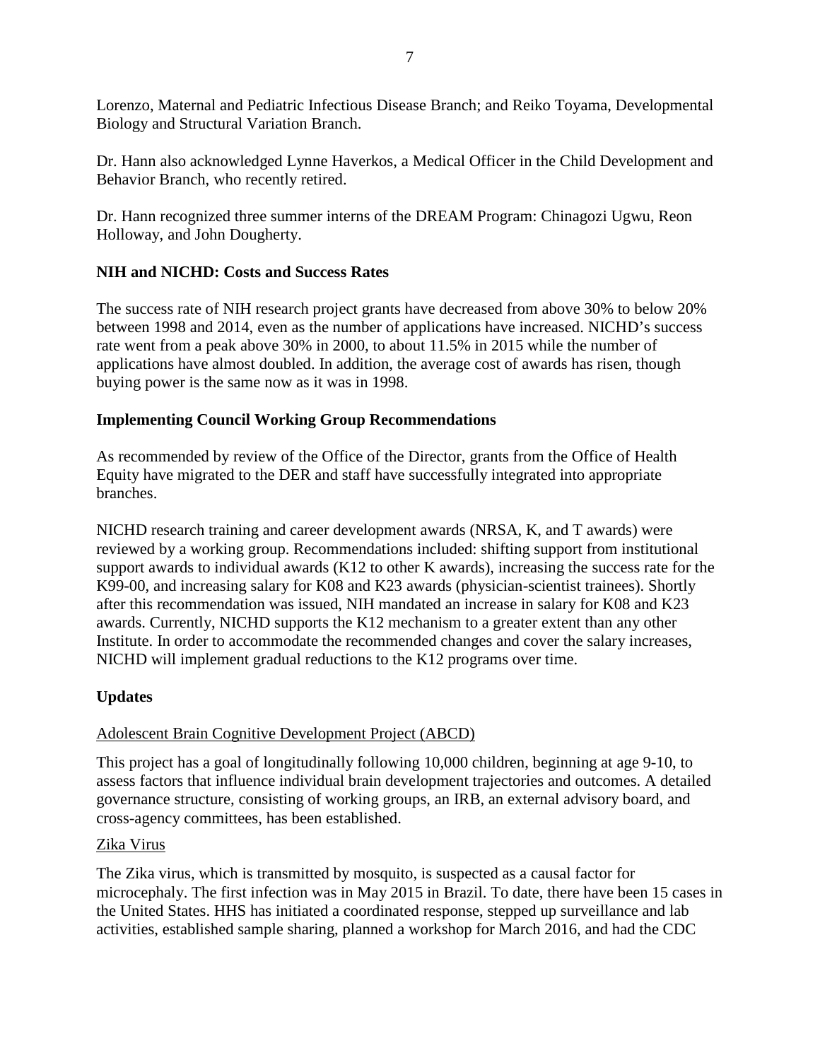Lorenzo, Maternal and Pediatric Infectious Disease Branch; and Reiko Toyama, Developmental Biology and Structural Variation Branch.

Dr. Hann also acknowledged Lynne Haverkos, a Medical Officer in the Child Development and Behavior Branch, who recently retired.

Dr. Hann recognized three summer interns of the DREAM Program: Chinagozi Ugwu, Reon Holloway, and John Dougherty.

**NIH and NICHD: Costs and Success Rates**

The success rate of NIH research project grants have decreased from above 30% to below 20% between 1998 and 2014, even as the number of applications have increased. NICHD's success rate went from a peak above 30% in 2000, to about 11.5% in 2015 while the number of applications have almost doubled. In addition, the average cost of awards has risen, though buying power is the same now as it was in 1998.

**Implementing Council Working Group Recommendations**

As recommended by review of the Office of the Director, grants from the Office of Health Equity have migrated to the DER and staff have successfully integrated into appropriate branches.

NICHD research training and career development awards (NRSA, K, and T awards) were reviewed by a working group. Recommendations included: shifting support from institutional support awards to individual awards (K12 to other K awards), increasing the success rate for the K99-00, and increasing salary for K08 and K23 awards (physician-scientist trainees). Shortly after this recommendation was issued, NIH mandated an increase in salary for K08 and K23 awards. Currently, NICHD supports the K12 mechanism to a greater extent than any other Institute. In order to accommodate the recommended changes and cover the salary increases, NICHD will implement gradual reductions to the K12 programs over time.

**Updates**

Adolescent Brain Cognitive Development Project (ABCD)

This project has a goal of longitudinally following 10,000 children, beginning at age 9-10, to assess factors that influence individual brain development trajectories and outcomes. A detailed governance structure, consisting of working groups, an IRB, an external advisory board, and cross-agency committees, has been established.

Zika Virus

The Zika virus, which is transmitted by mosquito, is suspected as a causal factor for microcephaly. The first infection was in May 2015 in Brazil. To date, there have been 15 cases in the United States. HHS has initiated a coordinated response, stepped up surveillance and lab activities, established sample sharing, planned a workshop for March 2016, and had the CDC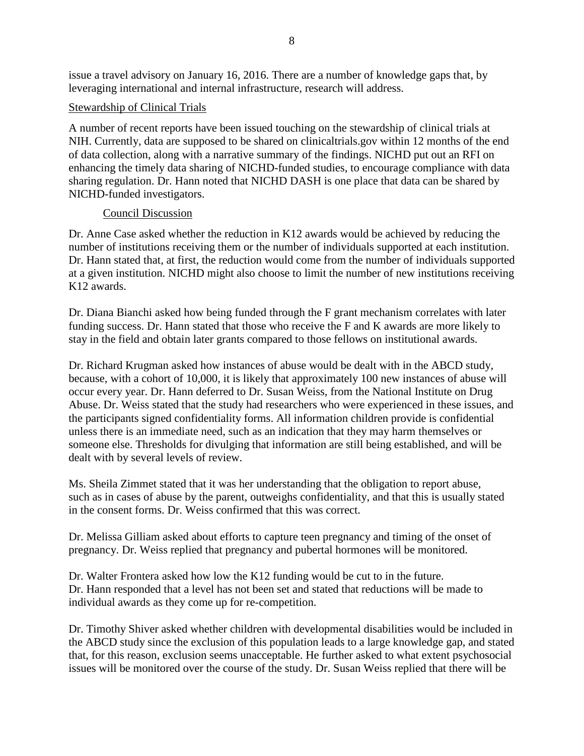issue a travel advisory on January 16, 2016. There are a number of knowledge gaps that, by leveraging international and internal infrastructure, research will address.

Stewardship of Clinical Trials

A number of recent reports have been issued touching on the stewardship of clinical trials at NIH. Currently, data are supposed to be shared on clinicaltrials.gov within 12 months of the end of data collection, along with a narrative summary of the findings. NICHD put out an RFI on enhancing the timely data sharing of NICHD-funded studies, to encourage compliance with data sharing regulation. Dr. Hann noted that NICHD DASH is one place that data can be shared by NICHD-funded investigators.

Council Discussion

Dr. Anne Case asked whether the reduction in K12 awards would be achieved by reducing the number of institutions receiving them or the number of individuals supported at each institution. Dr. Hann stated that, at first, the reduction would come from the number of individuals supported at a given institution. NICHD might also choose to limit the number of new institutions receiving K12 awards.

Dr. Diana Bianchi asked how being funded through the F grant mechanism correlates with later funding success. Dr. Hann stated that those who receive the F and K awards are more likely to stay in the field and obtain later grants compared to those fellows on institutional awards.

Dr. Richard Krugman asked how instances of abuse would be dealt with in the ABCD study, because, with a cohort of 10,000, it is likely that approximately 100 new instances of abuse will occur every year. Dr. Hann deferred to Dr. Susan Weiss, from the National Institute on Drug Abuse. Dr. Weiss stated that the study had researchers who were experienced in these issues, and the participants signed confidentiality forms. All information children provide is confidential unless there is an immediate need, such as an indication that they may harm themselves or someone else. Thresholds for divulging that information are still being established, and will be dealt with by several levels of review.

Ms. Sheila Zimmet stated that it was her understanding that the obligation to report abuse, such as in cases of abuse by the parent, outweighs confidentiality, and that this is usually stated in the consent forms. Dr. Weiss confirmed that this was correct.

Dr. Melissa Gilliam asked about efforts to capture teen pregnancy and timing of the onset of pregnancy. Dr. Weiss replied that pregnancy and pubertal hormones will be monitored.

Dr. Walter Frontera asked how low the K12 funding would be cut to in the future. Dr. Hann responded that a level has not been set and stated that reductions will be made to individual awards as they come up for re-competition.

Dr. Timothy Shiver asked whether children with developmental disabilities would be included in the ABCD study since the exclusion of this population leads to a large knowledge gap, and stated that, for this reason, exclusion seems unacceptable. He further asked to what extent psychosocial issues will be monitored over the course of the study. Dr. Susan Weiss replied that there will be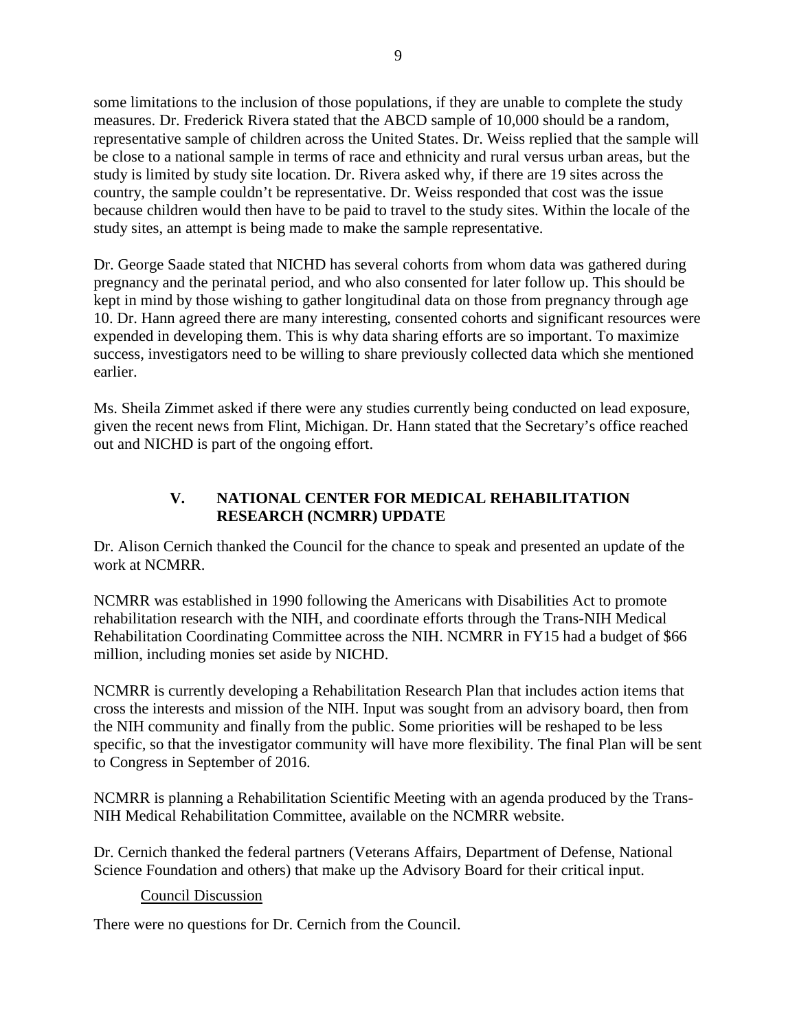some limitations to the inclusion of those populations, if they are unable to complete the study measures. Dr. Frederick Rivera stated that the ABCD sample of 10,000 should be a random, representative sample of children across the United States. Dr. Weiss replied that the sample will be close to a national sample in terms of race and ethnicity and rural versus urban areas, but the study is limited by study site location. Dr. Rivera asked why, if there are 19 sites across the country, the sample couldn't be representative. Dr. Weiss responded that cost was the issue because children would then have to be paid to travel to the study sites. Within the locale of the study sites, an attempt is being made to make the sample representative.

Dr. George Saade stated that NICHD has several cohorts from whom data was gathered during pregnancy and the perinatal period, and who also consented for later follow up. This should be kept in mind by those wishing to gather longitudinal data on those from pregnancy through age 10. Dr. Hann agreed there are many interesting, consented cohorts and significant resources were expended in developing them. This is why data sharing efforts are so important. To maximize success, investigators need to be willing to share previously collected data which she mentioned earlier.

Ms. Sheila Zimmet asked if there were any studies currently being conducted on lead exposure, given the recent news from Flint, Michigan. Dr. Hann stated that the Secretary's office reached out and NICHD is part of the ongoing effort.

## V. NATIONAL CENTER FOR MEDICAL REHABILITATION RESEARCH (NCMRR) UPDATE

Dr. Alison Cernich thanked the Council for the chance to speak and presented an update of the work at NCMRR.

NCMRR was established in 1990 following the Americans with Disabilities Act to promote rehabilitation research with the NIH, and coordinate efforts through the Trans-NIH Medical Rehabilitation Coordinating Committee across the NIH. NCMRR in FY15 had a budget of $66 million, including monies set aside by NICHD.

NCMRR is currently developing a Rehabilitation Research Plan that includes action items that cross the interests and mission of the NIH. Input was sought from an advisory board, then from the NIH community and finally from the public. Some priorities will be reshaped to be less specific, so that the investigator community will have more flexibility. The final Plan will be sent to Congress in September of 2016.

NCMRR is planning a Rehabilitation Scientific Meeting with an agenda produced by the Trans-NIH Medical Rehabilitation Committee, available on the NCMRR website.

Dr. Cernich thanked the federal partners (Veterans Affairs, Department of Defense, National Science Foundation and others) that make up the Advisory Board for their critical input.

Council Discussion

There were no questions for Dr. Cernich from the Council.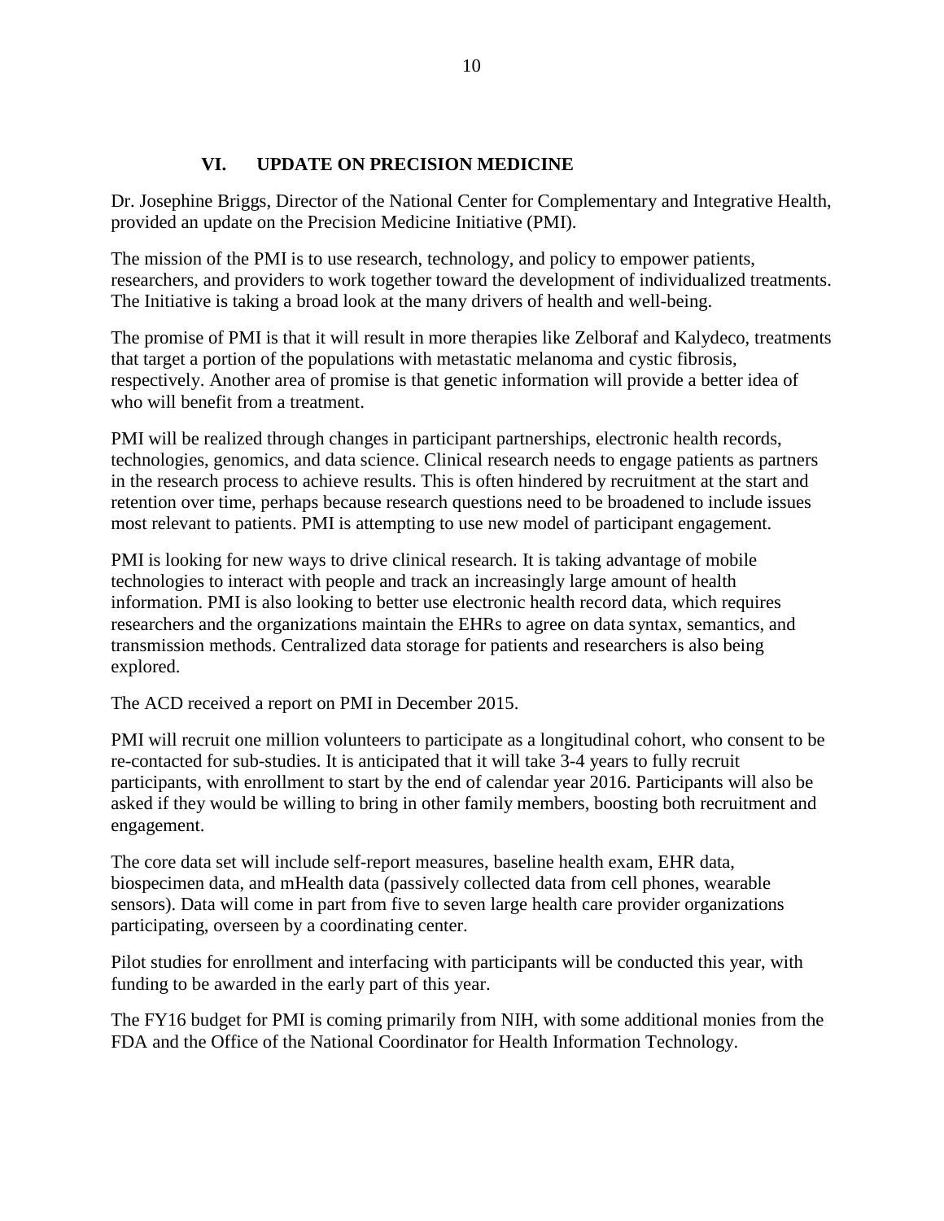## VI. UPDATE ON PRECISION MEDICINE

Dr. Josephine Briggs, Director of the National Center for Complementary and Integrative Health, provided an update on the Precision Medicine Initiative (PMI).

The mission of the PMI is to use research, technology, and policy to empower patients, researchers, and providers to work together toward the development of individualized treatments. The Initiative is taking a broad look at the many drivers of health and well-being.

The promise of PMI is that it will result in more therapies like Zelboraf and Kalydeco, treatments that target a portion of the populations with metastatic melanoma and cystic fibrosis, respectively. Another area of promise is that genetic information will provide a better idea of who will benefit from a treatment.

PMI will be realized through changes in participant partnerships, electronic health records, technologies, genomics, and data science. Clinical research needs to engage patients as partners in the research process to achieve results. This is often hindered by recruitment at the start and retention over time, perhaps because research questions need to be broadened to include issues most relevant to patients. PMI is attempting to use new model of participant engagement.

PMI is looking for new ways to drive clinical research. It is taking advantage of mobile technologies to interact with people and track an increasingly large amount of health information. PMI is also looking to better use electronic health record data, which requires researchers and the organizations maintain the EHRs to agree on data syntax, semantics, and transmission methods. Centralized data storage for patients and researchers is also being explored.

The ACD received a report on PMI in December 2015.

PMI will recruit one million volunteers to participate as a longitudinal cohort, who consent to be re-contacted for sub-studies. It is anticipated that it will take 3-4 years to fully recruit participants, with enrollment to start by the end of calendar year 2016. Participants will also be asked if they would be willing to bring in other family members, boosting both recruitment and engagement.

The core data set will include self-report measures, baseline health exam, EHR data, biospecimen data, and mHealth data (passively collected data from cell phones, wearable sensors). Data will come in part from five to seven large health care provider organizations participating, overseen by a coordinating center.

Pilot studies for enrollment and interfacing with participants will be conducted this year, with funding to be awarded in the early part of this year.

The FY16 budget for PMI is coming primarily from NIH, with some additional monies from the FDA and the Office of the National Coordinator for Health Information Technology.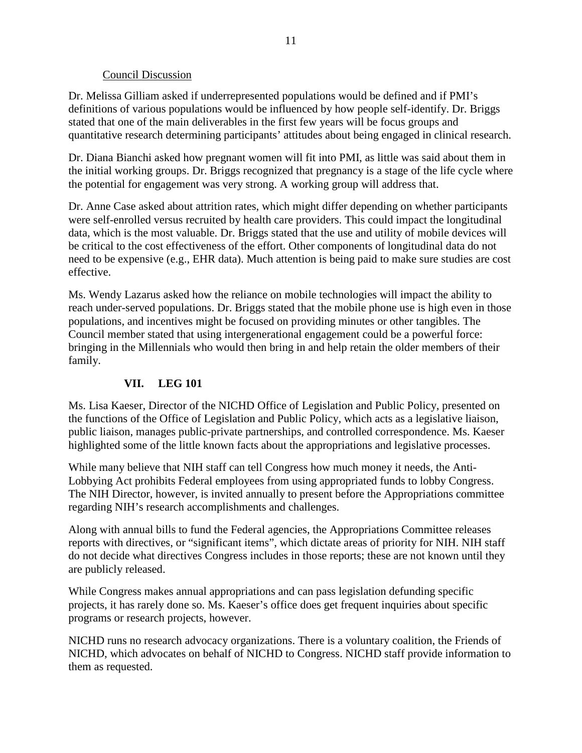Council Discussion

Dr. Melissa Gilliam asked if underrepresented populations would be defined and if PMI's definitions of various populations would be influenced by how people self-identify. Dr. Briggs stated that one of the main deliverables in the first few years will be focus groups and quantitative research determining participants' attitudes about being engaged in clinical research.

Dr. Diana Bianchi asked how pregnant women will fit into PMI, as little was said about them in the initial working groups. Dr. Briggs recognized that pregnancy is a stage of the life cycle where the potential for engagement was very strong. A working group will address that.

Dr. Anne Case asked about attrition rates, which might differ depending on whether participants were self-enrolled versus recruited by health care providers. This could impact the longitudinal data, which is the most valuable. Dr. Briggs stated that the use and utility of mobile devices will be critical to the cost effectiveness of the effort. Other components of longitudinal data do not need to be expensive (e.g., EHR data). Much attention is being paid to make sure studies are cost effective.

Ms. Wendy Lazarus asked how the reliance on mobile technologies will impact the ability to reach under-served populations. Dr. Briggs stated that the mobile phone use is high even in those populations, and incentives might be focused on providing minutes or other tangibles. The Council member stated that using intergenerational engagement could be a powerful force: bringing in the Millennials who would then bring in and help retain the older members of their family.

## VII. LEG 101

Ms. Lisa Kaeser, Director of the NICHD Office of Legislation and Public Policy, presented on the functions of the Office of Legislation and Public Policy, which acts as a legislative liaison, public liaison, manages public-private partnerships, and controlled correspondence. Ms. Kaeser highlighted some of the little known facts about the appropriations and legislative processes.

While many believe that NIH staff can tell Congress how much money it needs, the Anti-Lobbying Act prohibits Federal employees from using appropriated funds to lobby Congress. The NIH Director, however, is invited annually to present before the Appropriations committee regarding NIH's research accomplishments and challenges.

Along with annual bills to fund the Federal agencies, the Appropriations Committee releases reports with directives, or "significant items", which dictate areas of priority for NIH. NIH staff do not decide what directives Congress includes in those reports; these are not known until they are publicly released.

While Congress makes annual appropriations and can pass legislation defunding specific projects, it has rarely done so. Ms. Kaeser's office does get frequent inquiries about specific programs or research projects, however.

NICHD runs no research advocacy organizations. There is a voluntary coalition, the Friends of NICHD, which advocates on behalf of NICHD to Congress. NICHD staff provide information to them as requested.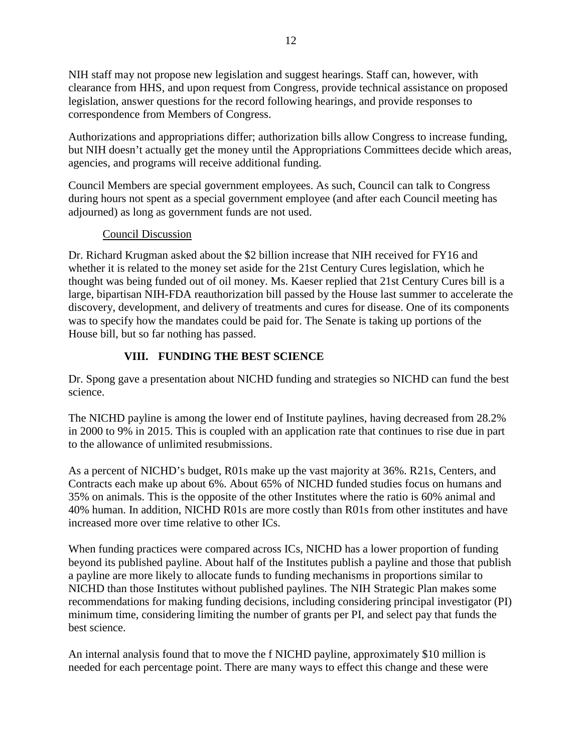NIH staff may not propose new legislation and suggest hearings. Staff can, however, with clearance from HHS, and upon request from Congress, provide technical assistance on proposed legislation, answer questions for the record following hearings, and provide responses to correspondence from Members of Congress.

Authorizations and appropriations differ; authorization bills allow Congress to increase funding, but NIH doesn't actually get the money until the Appropriations Committees decide which areas, agencies, and programs will receive additional funding.

Council Members are special government employees. As such, Council can talk to Congress during hours not spent as a special government employee (and after each Council meeting has adjourned) as long as government funds are not used.

Council Discussion

Dr. Richard Krugman asked about the $2 billion increase that NIH received for FY16 and whether it is related to the money set aside for the 21st Century Cures legislation, which he thought was being funded out of oil money. Ms. Kaeser replied that 21st Century Cures bill is a large, bipartisan NIH-FDA reauthorization bill passed by the House last summer to accelerate the discovery, development, and delivery of treatments and cures for disease. One of its components was to specify how the mandates could be paid for. The Senate is taking up portions of the House bill, but so far nothing has passed.

## VIII. FUNDING THE BEST SCIENCE

Dr. Spong gave a presentation about NICHD funding and strategies so NICHD can fund the best science.

The NICHD payline is among the lower end of Institute paylines, having decreased from 28.2% in 2000 to 9% in 2015. This is coupled with an application rate that continues to rise due in part to the allowance of unlimited resubmissions.

As a percent of NICHD's budget, R01s make up the vast majority at 36%. R21s, Centers, and Contracts each make up about 6%. About 65% of NICHD funded studies focus on humans and 35% on animals. This is the opposite of the other Institutes where the ratio is 60% animal and 40% human. In addition, NICHD R01s are more costly than R01s from other institutes and have increased more over time relative to other ICs.

When funding practices were compared across ICs, NICHD has a lower proportion of funding beyond its published payline. About half of the Institutes publish a payline and those that publish a payline are more likely to allocate funds to funding mechanisms in proportions similar to NICHD than those Institutes without published paylines. The NIH Strategic Plan makes some recommendations for making funding decisions, including considering principal investigator (PI) minimum time, considering limiting the number of grants per PI, and select pay that funds the best science.

An internal analysis found that to move the f NICHD payline, approximately $10 million is needed for each percentage point. There are many ways to effect this change and these were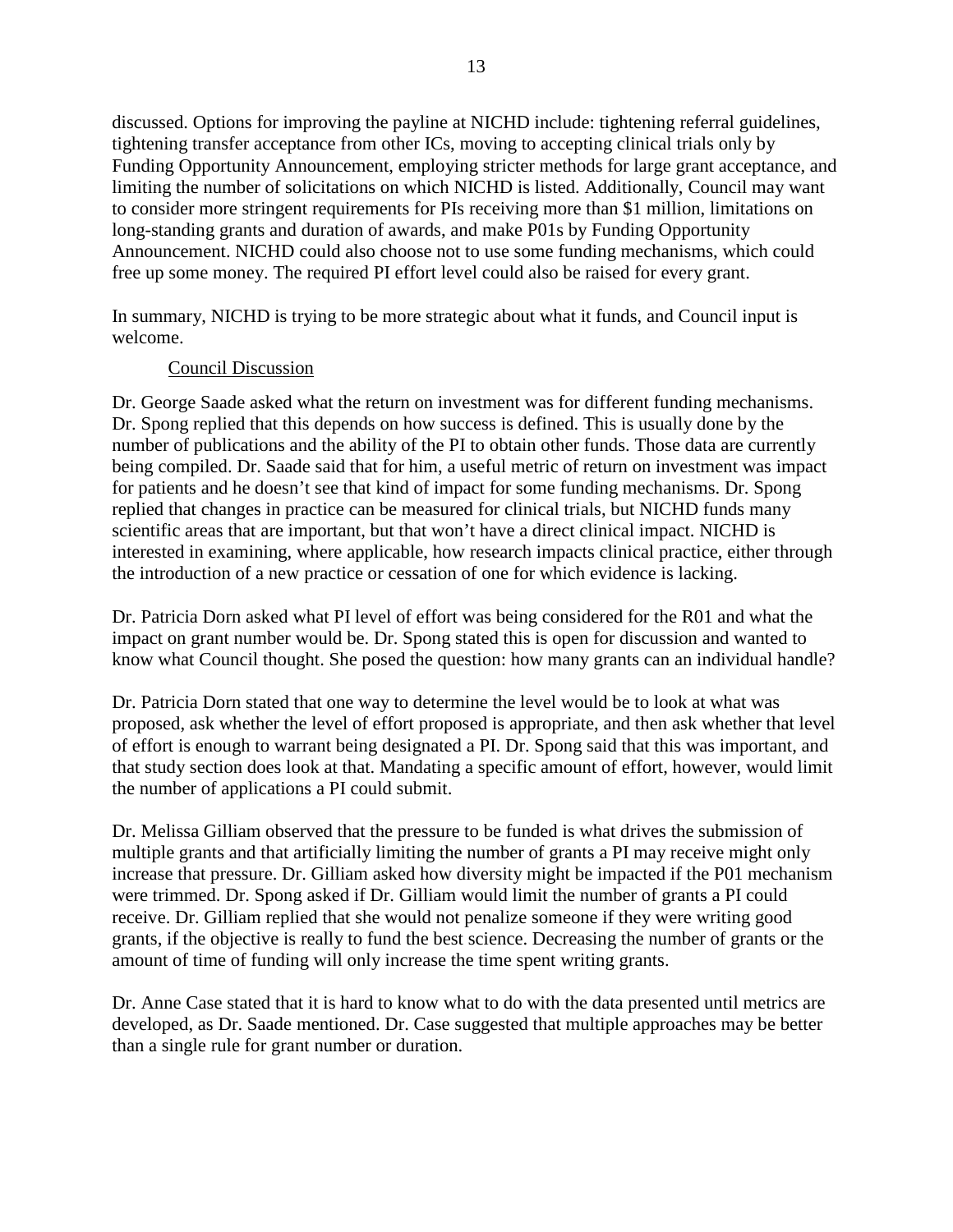discussed. Options for improving the payline at NICHD include: tightening referral guidelines, tightening transfer acceptance from other ICs, moving to accepting clinical trials only by Funding Opportunity Announcement, employing stricter methods for large grant acceptance, and limiting the number of solicitations on which NICHD is listed. Additionally, Council may want to consider more stringent requirements for PIs receiving more than $1 million, limitations on long-standing grants and duration of awards, and make P01s by Funding Opportunity Announcement. NICHD could also choose not to use some funding mechanisms, which could free up some money. The required PI effort level could also be raised for every grant.

In summary, NICHD is trying to be more strategic about what it funds, and Council input is welcome.

Council Discussion

Dr. George Saade asked what the return on investment was for different funding mechanisms. Dr. Spong replied that this depends on how success is defined. This is usually done by the number of publications and the ability of the PI to obtain other funds. Those data are currently being compiled. Dr. Saade said that for him, a useful metric of return on investment was impact for patients and he doesn't see that kind of impact for some funding mechanisms. Dr. Spong replied that changes in practice can be measured for clinical trials, but NICHD funds many scientific areas that are important, but that won't have a direct clinical impact. NICHD is interested in examining, where applicable, how research impacts clinical practice, either through the introduction of a new practice or cessation of one for which evidence is lacking.

Dr. Patricia Dorn asked what PI level of effort was being considered for the R01 and what the impact on grant number would be. Dr. Spong stated this is open for discussion and wanted to know what Council thought. She posed the question: how many grants can an individual handle?

Dr. Patricia Dorn stated that one way to determine the level would be to look at what was proposed, ask whether the level of effort proposed is appropriate, and then ask whether that level of effort is enough to warrant being designated a PI. Dr. Spong said that this was important, and that study section does look at that. Mandating a specific amount of effort, however, would limit the number of applications a PI could submit.

Dr. Melissa Gilliam observed that the pressure to be funded is what drives the submission of multiple grants and that artificially limiting the number of grants a PI may receive might only increase that pressure. Dr. Gilliam asked how diversity might be impacted if the P01 mechanism were trimmed. Dr. Spong asked if Dr. Gilliam would limit the number of grants a PI could receive. Dr. Gilliam replied that she would not penalize someone if they were writing good grants, if the objective is really to fund the best science. Decreasing the number of grants or the amount of time of funding will only increase the time spent writing grants.

Dr. Anne Case stated that it is hard to know what to do with the data presented until metrics are developed, as Dr. Saade mentioned. Dr. Case suggested that multiple approaches may be better than a single rule for grant number or duration.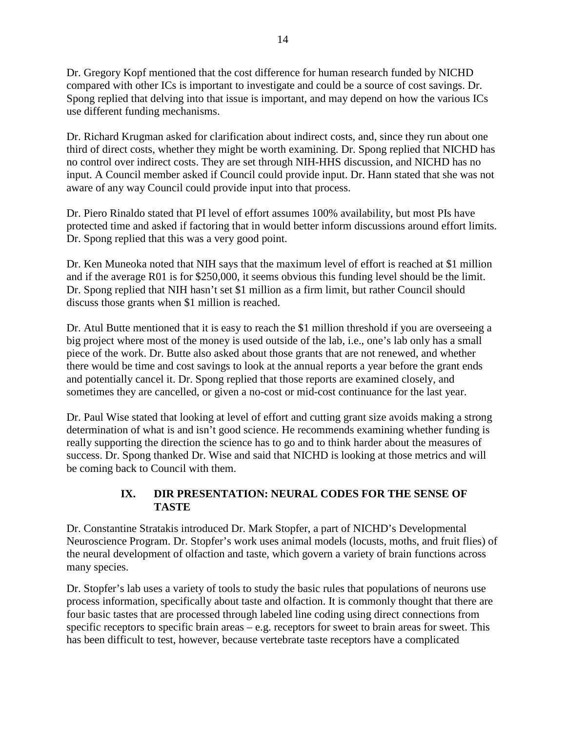Dr. Gregory Kopf mentioned that the cost difference for human research funded by NICHD compared with other ICs is important to investigate and could be a source of cost savings. Dr. Spong replied that delving into that issue is important, and may depend on how the various ICs use different funding mechanisms.

Dr. Richard Krugman asked for clarification about indirect costs, and, since they run about one third of direct costs, whether they might be worth examining. Dr. Spong replied that NICHD has no control over indirect costs. They are set through NIH-HHS discussion, and NICHD has no input. A Council member asked if Council could provide input. Dr. Hann stated that she was not aware of any way Council could provide input into that process.

Dr. Piero Rinaldo stated that PI level of effort assumes 100% availability, but most PIs have protected time and asked if factoring that in would better inform discussions around effort limits. Dr. Spong replied that this was a very good point.

Dr. Ken Muneoka noted that NIH says that the maximum level of effort is reached at $1 million and if the average R01 is for $250,000, it seems obvious this funding level should be the limit. Dr. Spong replied that NIH hasn't set $1 million as a firm limit, but rather Council should discuss those grants when $1 million is reached.

Dr. Atul Butte mentioned that it is easy to reach the $1 million threshold if you are overseeing a big project where most of the money is used outside of the lab, i.e., one's lab only has a small piece of the work. Dr. Butte also asked about those grants that are not renewed, and whether there would be time and cost savings to look at the annual reports a year before the grant ends and potentially cancel it. Dr. Spong replied that those reports are examined closely, and sometimes they are cancelled, or given a no-cost or mid-cost continuance for the last year.

Dr. Paul Wise stated that looking at level of effort and cutting grant size avoids making a strong determination of what is and isn't good science. He recommends examining whether funding is really supporting the direction the science has to go and to think harder about the measures of success. Dr. Spong thanked Dr. Wise and said that NICHD is looking at those metrics and will be coming back to Council with them.

## IX. DIR PRESENTATION: NEURAL CODES FOR THE SENSE OF TASTE

Dr. Constantine Stratakis introduced Dr. Mark Stopfer, a part of NICHD's Developmental Neuroscience Program. Dr. Stopfer's work uses animal models (locusts, moths, and fruit flies) of the neural development of olfaction and taste, which govern a variety of brain functions across many species.

Dr. Stopfer's lab uses a variety of tools to study the basic rules that populations of neurons use process information, specifically about taste and olfaction. It is commonly thought that there are four basic tastes that are processed through labeled line coding using direct connections from specific receptors to specific brain areas – e.g. receptors for sweet to brain areas for sweet. This has been difficult to test, however, because vertebrate taste receptors have a complicated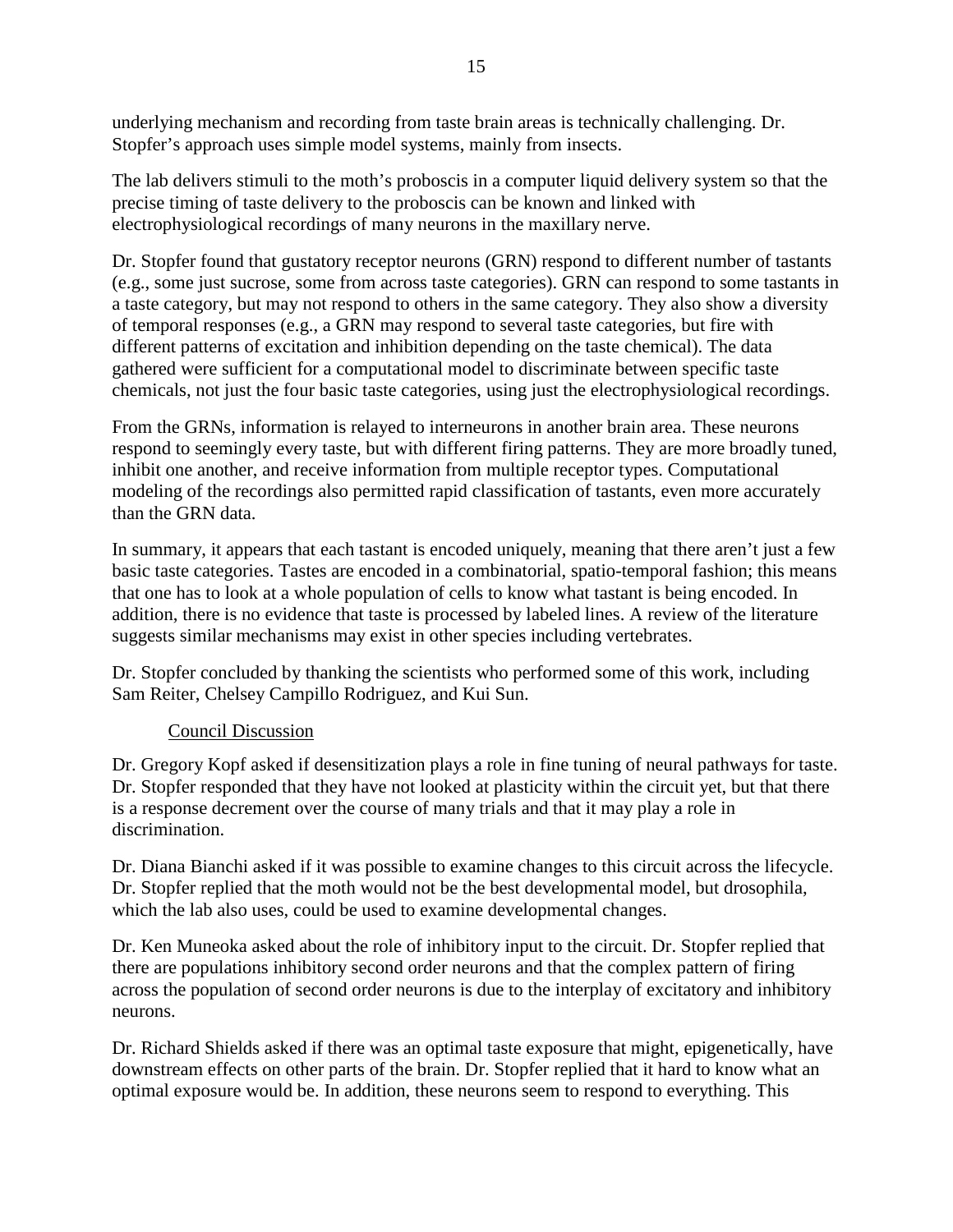underlying mechanism and recording from taste brain areas is technically challenging. Dr. Stopfer's approach uses simple model systems, mainly from insects.

The lab delivers stimuli to the moth's proboscis in a computer liquid delivery system so that the precise timing of taste delivery to the proboscis can be known and linked with electrophysiological recordings of many neurons in the maxillary nerve.

Dr. Stopfer found that gustatory receptor neurons (GRN) respond to different number of tastants (e.g., some just sucrose, some from across taste categories). GRN can respond to some tastants in a taste category, but may not respond to others in the same category. They also show a diversity of temporal responses (e.g., a GRN may respond to several taste categories, but fire with different patterns of excitation and inhibition depending on the taste chemical). The data gathered were sufficient for a computational model to discriminate between specific taste chemicals, not just the four basic taste categories, using just the electrophysiological recordings.

From the GRNs, information is relayed to interneurons in another brain area. These neurons respond to seemingly every taste, but with different firing patterns. They are more broadly tuned, inhibit one another, and receive information from multiple receptor types. Computational modeling of the recordings also permitted rapid classification of tastants, even more accurately than the GRN data.

In summary, it appears that each tastant is encoded uniquely, meaning that there aren't just a few basic taste categories. Tastes are encoded in a combinatorial, spatio-temporal fashion; this means that one has to look at a whole population of cells to know what tastant is being encoded. In addition, there is no evidence that taste is processed by labeled lines. A review of the literature suggests similar mechanisms may exist in other species including vertebrates.

Dr. Stopfer concluded by thanking the scientists who performed some of this work, including Sam Reiter, Chelsey Campillo Rodriguez, and Kui Sun.

Council Discussion

Dr. Gregory Kopf asked if desensitization plays a role in fine tuning of neural pathways for taste. Dr. Stopfer responded that they have not looked at plasticity within the circuit yet, but that there is a response decrement over the course of many trials and that it may play a role in discrimination.

Dr. Diana Bianchi asked if it was possible to examine changes to this circuit across the lifecycle. Dr. Stopfer replied that the moth would not be the best developmental model, but drosophila, which the lab also uses, could be used to examine developmental changes.

Dr. Ken Muneoka asked about the role of inhibitory input to the circuit. Dr. Stopfer replied that there are populations inhibitory second order neurons and that the complex pattern of firing across the population of second order neurons is due to the interplay of excitatory and inhibitory neurons.

Dr. Richard Shields asked if there was an optimal taste exposure that might, epigenetically, have downstream effects on other parts of the brain. Dr. Stopfer replied that it hard to know what an optimal exposure would be. In addition, these neurons seem to respond to everything. This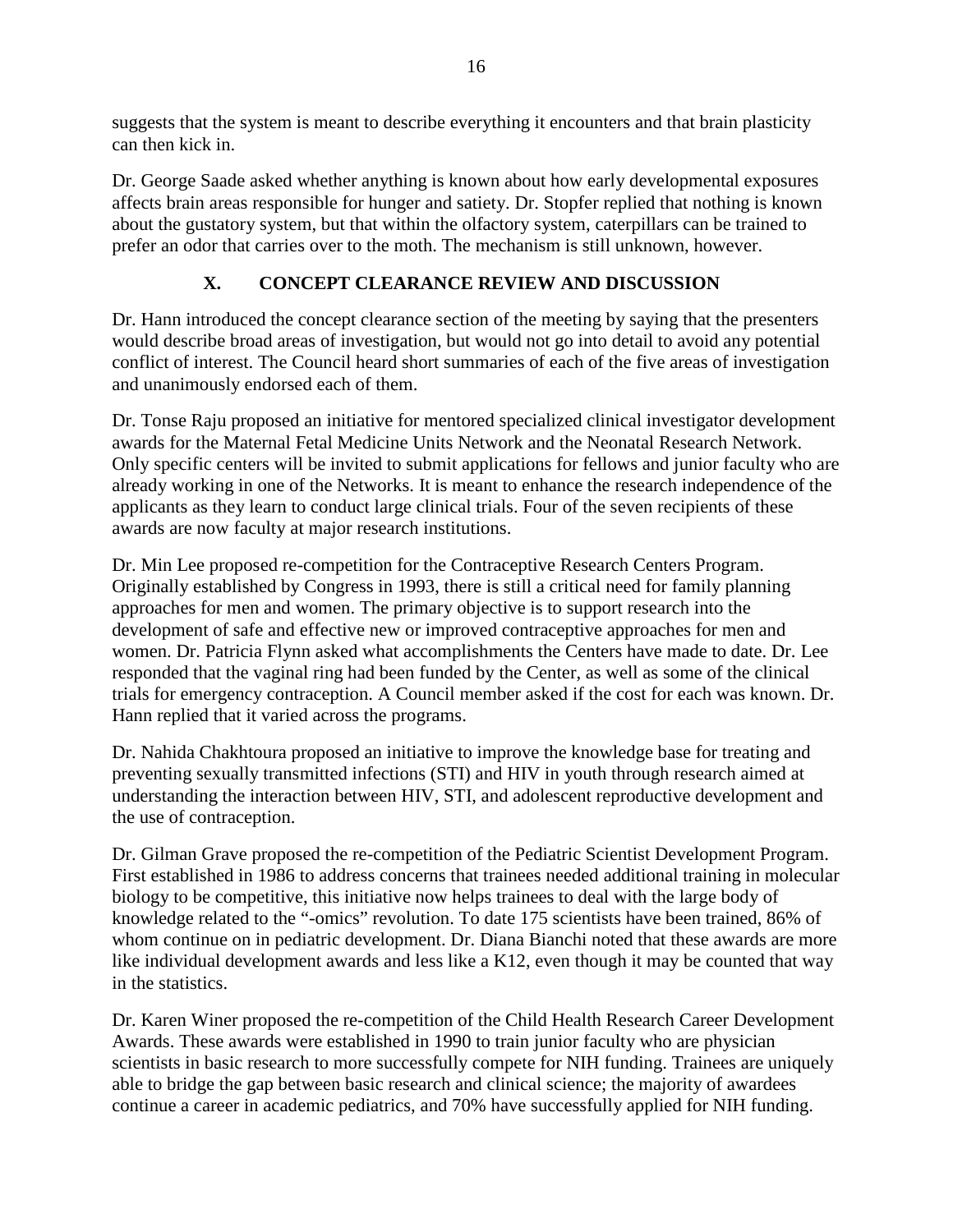suggests that the system is meant to describe everything it encounters and that brain plasticity can then kick in.

Dr. George Saade asked whether anything is known about how early developmental exposures affects brain areas responsible for hunger and satiety. Dr. Stopfer replied that nothing is known about the gustatory system, but that within the olfactory system, caterpillars can be trained to prefer an odor that carries over to the moth. The mechanism is still unknown, however.

## X. CONCEPT CLEARANCE REVIEW AND DISCUSSION

Dr. Hann introduced the concept clearance section of the meeting by saying that the presenters would describe broad areas of investigation, but would not go into detail to avoid any potential conflict of interest. The Council heard short summaries of each of the five areas of investigation and unanimously endorsed each of them.

Dr. Tonse Raju proposed an initiative for mentored specialized clinical investigator development awards for the Maternal Fetal Medicine Units Network and the Neonatal Research Network. Only specific centers will be invited to submit applications for fellows and junior faculty who are already working in one of the Networks. It is meant to enhance the research independence of the applicants as they learn to conduct large clinical trials. Four of the seven recipients of these awards are now faculty at major research institutions.

Dr. Min Lee proposed re-competition for the Contraceptive Research Centers Program. Originally established by Congress in 1993, there is still a critical need for family planning approaches for men and women. The primary objective is to support research into the development of safe and effective new or improved contraceptive approaches for men and women. Dr. Patricia Flynn asked what accomplishments the Centers have made to date. Dr. Lee responded that the vaginal ring had been funded by the Center, as well as some of the clinical trials for emergency contraception. A Council member asked if the cost for each was known. Dr. Hann replied that it varied across the programs.

Dr. Nahida Chakhtoura proposed an initiative to improve the knowledge base for treating and preventing sexually transmitted infections (STI) and HIV in youth through research aimed at understanding the interaction between HIV, STI, and adolescent reproductive development and the use of contraception.

Dr. Gilman Grave proposed the re-competition of the Pediatric Scientist Development Program. First established in 1986 to address concerns that trainees needed additional training in molecular biology to be competitive, this initiative now helps trainees to deal with the large body of knowledge related to the "-omics" revolution. To date 175 scientists have been trained, 86% of whom continue on in pediatric development. Dr. Diana Bianchi noted that these awards are more like individual development awards and less like a K12, even though it may be counted that way in the statistics.

Dr. Karen Winer proposed the re-competition of the Child Health Research Career Development Awards. These awards were established in 1990 to train junior faculty who are physician scientists in basic research to more successfully compete for NIH funding. Trainees are uniquely able to bridge the gap between basic research and clinical science; the majority of awardees continue a career in academic pediatrics, and 70% have successfully applied for NIH funding.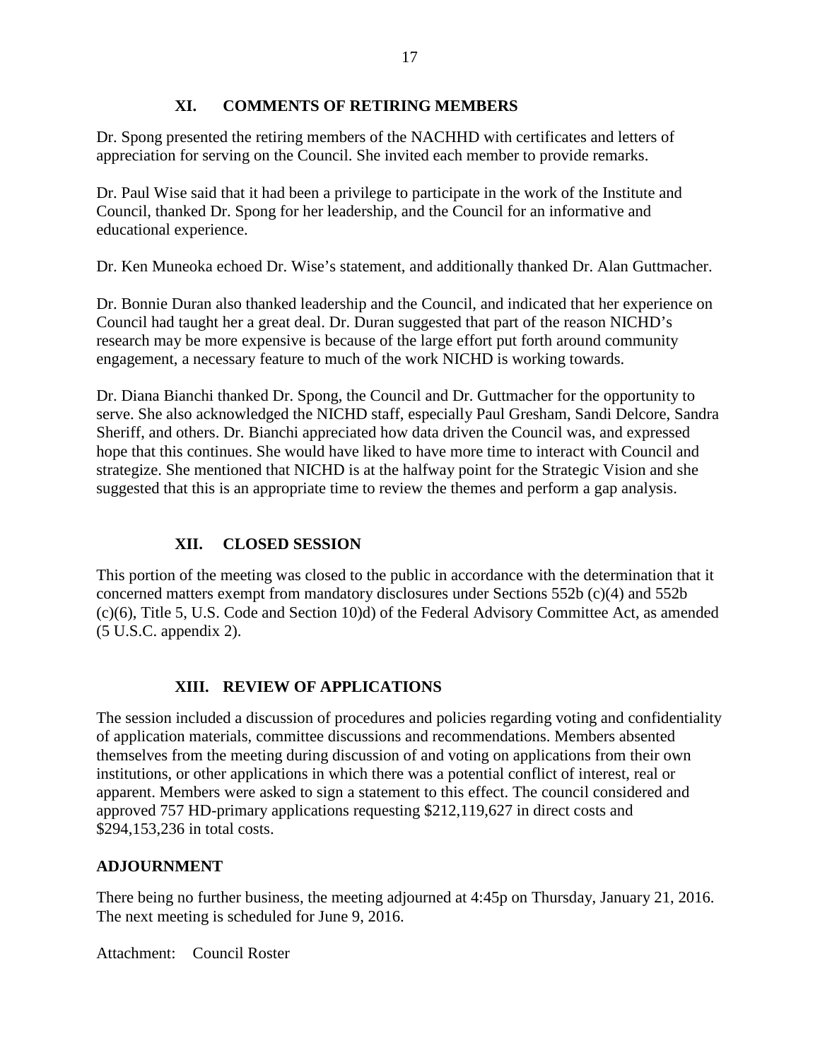## XI. COMMENTS OF RETIRING MEMBERS

Dr. Spong presented the retiring members of the NACHHD with certificates and letters of appreciation for serving on the Council. She invited each member to provide remarks.

Dr. Paul Wise said that it had been a privilege to participate in the work of the Institute and Council, thanked Dr. Spong for her leadership, and the Council for an informative and educational experience.

Dr. Ken Muneoka echoed Dr. Wise's statement, and additionally thanked Dr. Alan Guttmacher.

Dr. Bonnie Duran also thanked leadership and the Council, and indicated that her experience on Council had taught her a great deal. Dr. Duran suggested that part of the reason NICHD's research may be more expensive is because of the large effort put forth around community engagement, a necessary feature to much of the work NICHD is working towards.

Dr. Diana Bianchi thanked Dr. Spong, the Council and Dr. Guttmacher for the opportunity to serve. She also acknowledged the NICHD staff, especially Paul Gresham, Sandi Delcore, Sandra Sheriff, and others. Dr. Bianchi appreciated how data driven the Council was, and expressed hope that this continues. She would have liked to have more time to interact with Council and strategize. She mentioned that NICHD is at the halfway point for the Strategic Vision and she suggested that this is an appropriate time to review the themes and perform a gap analysis.

## XII. CLOSED SESSION

This portion of the meeting was closed to the public in accordance with the determination that it concerned matters exempt from mandatory disclosures under Sections 552b (c)(4) and 552b (c)(6), Title 5, U.S. Code and Section 10)d) of the Federal Advisory Committee Act, as amended (5 U.S.C. appendix 2).

## XIII. REVIEW OF APPLICATIONS

The session included a discussion of procedures and policies regarding voting and confidentiality of application materials, committee discussions and recommendations. Members absented themselves from the meeting during discussion of and voting on applications from their own institutions, or other applications in which there was a potential conflict of interest, real or apparent. Members were asked to sign a statement to this effect. The council considered and approved 757 HD-primary applications requesting $212,119,627 in direct costs and $294,153,236 in total costs.

## ADJOURNMENT

There being no further business, the meeting adjourned at 4:45p on Thursday, January 21, 2016. The next meeting is scheduled for June 9, 2016.

Attachment: Council Roster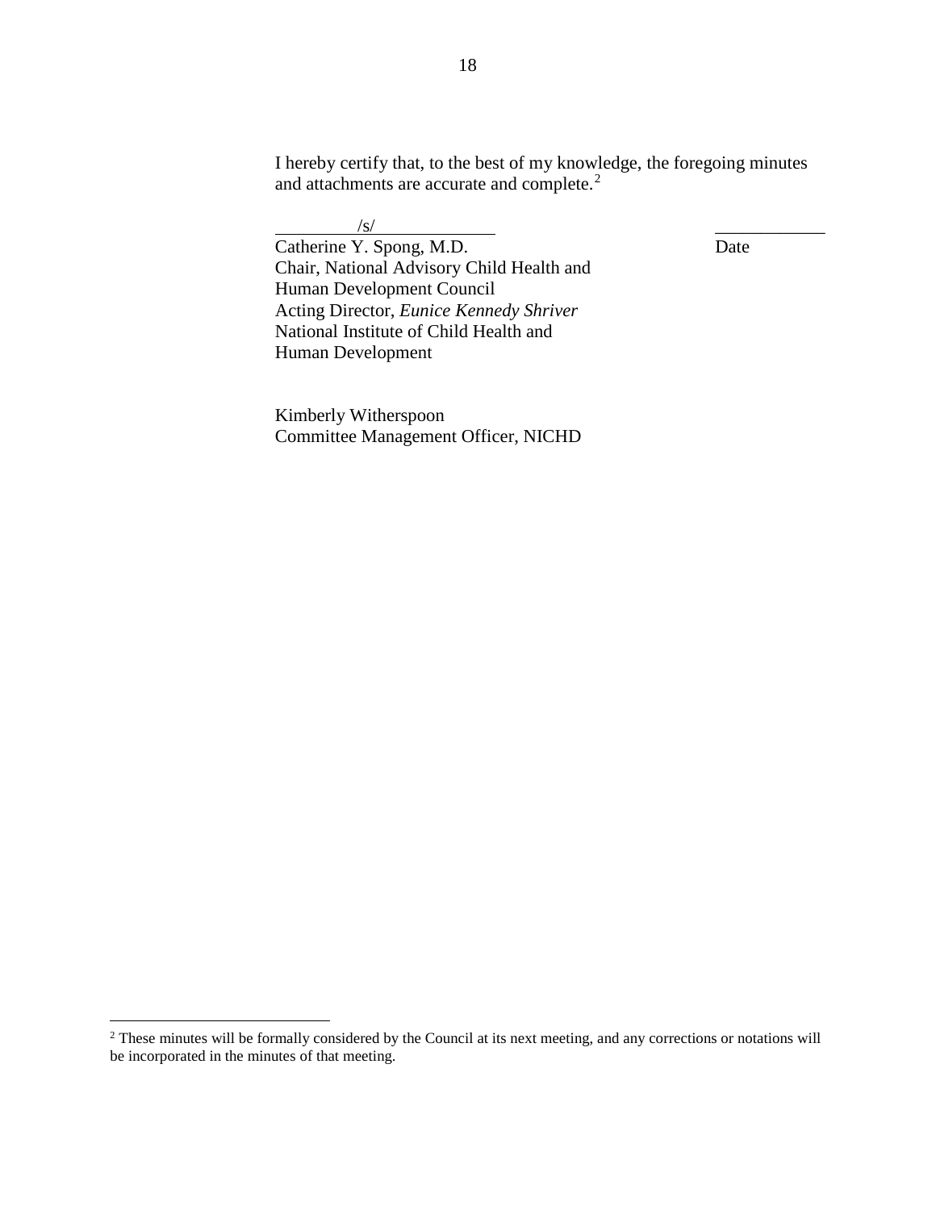I hereby certify that, to the best of my knowledge, the foregoing minutes and attachments are accurate and complete.[2]

/s/ ____________________ ____________

Catherine Y. Spong, M.D. Date

Chair, National Advisory Child Health and Human Development Council

Acting Director, *Eunice Kennedy Shriver* National Institute of Child Health and Human Development

Kimberly Witherspoon

Committee Management Officer, NICHD

[2] These minutes will be formally considered by the Council at its next meeting, and any corrections or notations will be incorporated in the minutes of that meeting.